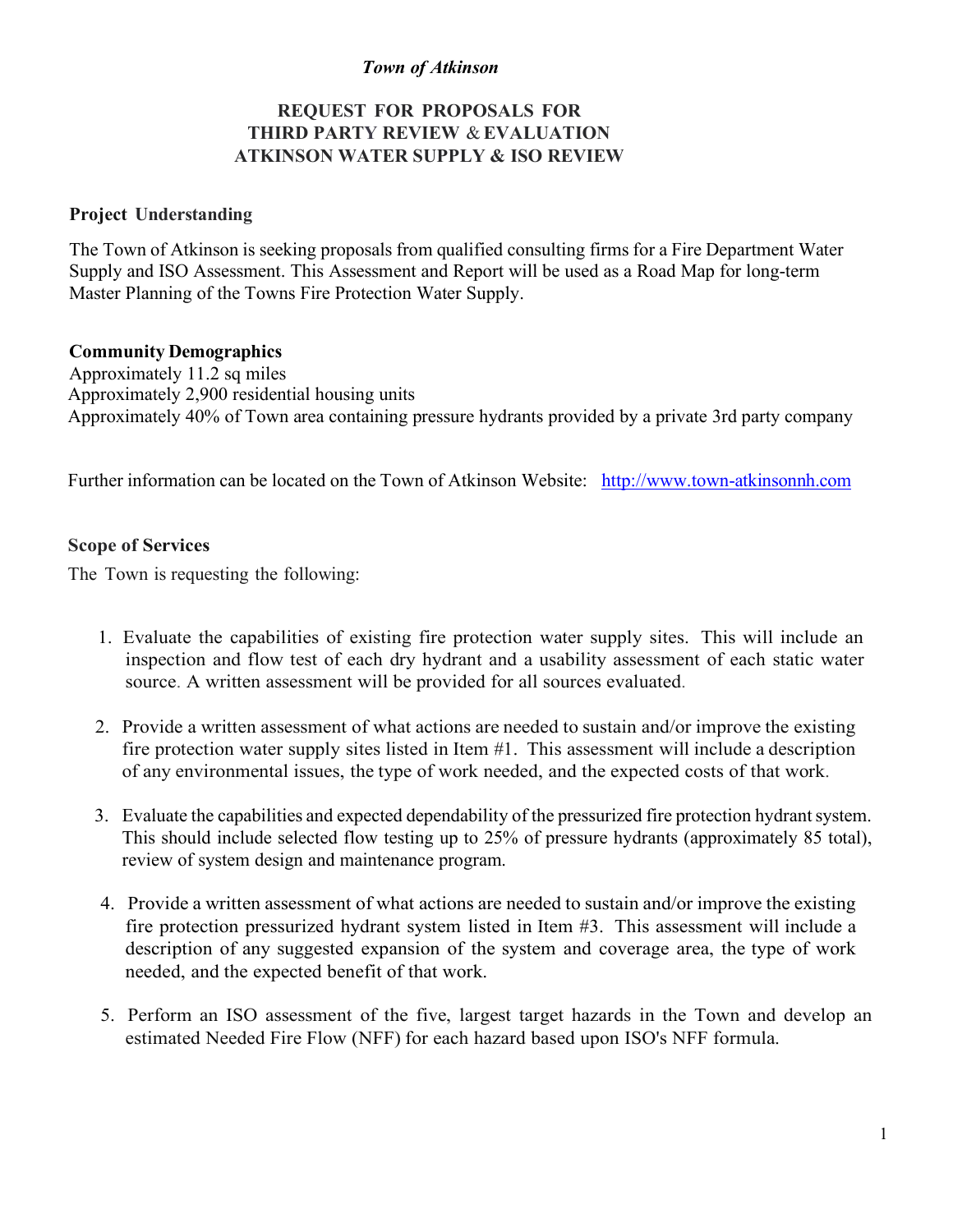*Town of Atkinson*

# REQUEST FOR PROPOSALS FOR THIRD PARTY REVIEW & EVALUATION ATKINSON WATER SUPPLY & ISO REVIEW

## Project Understanding

The Town of Atkinson is seeking proposals from qualified consulting firms for a Fire Department Water Supply and ISO Assessment. This Assessment and Report will be used as a Road Map for long-term Master Planning of the Towns Fire Protection Water Supply.

## Community Demographics

Approximately 11.2 sq miles
Approximately 2,900 residential housing units
Approximately 40% of Town area containing pressure hydrants provided by a private 3rd party company

Further information can be located on the Town of Atkinson Website: http://www.town-atkinsonnh.com

## Scope of Services

The Town is requesting the following:

1. Evaluate the capabilities of existing fire protection water supply sites. This will include an inspection and flow test of each dry hydrant and a usability assessment of each static water source. A written assessment will be provided for all sources evaluated.
2. Provide a written assessment of what actions are needed to sustain and/or improve the existing fire protection water supply sites listed in Item #1. This assessment will include a description of any environmental issues, the type of work needed, and the expected costs of that work.
3. Evaluate the capabilities and expected dependability of the pressurized fire protection hydrant system. This should include selected flow testing up to 25% of pressure hydrants (approximately 85 total), review of system design and maintenance program.
4. Provide a written assessment of what actions are needed to sustain and/or improve the existing fire protection pressurized hydrant system listed in Item #3. This assessment will include a description of any suggested expansion of the system and coverage area, the type of work needed, and the expected benefit of that work.
5. Perform an ISO assessment of the five, largest target hazards in the Town and develop an estimated Needed Fire Flow (NFF) for each hazard based upon ISO's NFF formula.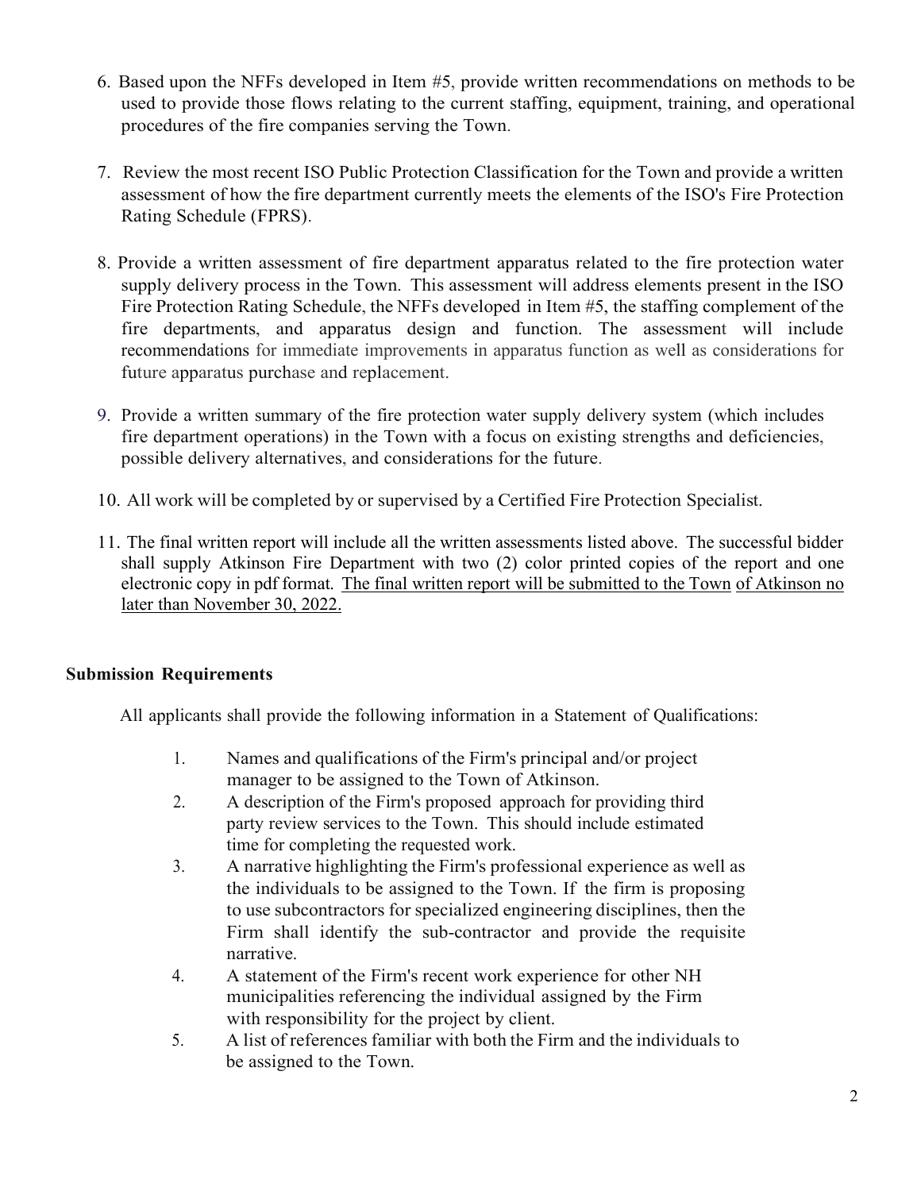6. Based upon the NFFs developed in Item #5, provide written recommendations on methods to be used to provide those flows relating to the current staffing, equipment, training, and operational procedures of the fire companies serving the Town.

7. Review the most recent ISO Public Protection Classification for the Town and provide a written assessment of how the fire department currently meets the elements of the ISO's Fire Protection Rating Schedule (FPRS).

8. Provide a written assessment of fire department apparatus related to the fire protection water supply delivery process in the Town. This assessment will address elements present in the ISO Fire Protection Rating Schedule, the NFFs developed in Item #5, the staffing complement of the fire departments, and apparatus design and function. The assessment will include recommendations for immediate improvements in apparatus function as well as considerations for future apparatus purchase and replacement.

9. Provide a written summary of the fire protection water supply delivery system (which includes fire department operations) in the Town with a focus on existing strengths and deficiencies, possible delivery alternatives, and considerations for the future.

10. All work will be completed by or supervised by a Certified Fire Protection Specialist.

11. The final written report will include all the written assessments listed above. The successful bidder shall supply Atkinson Fire Department with two (2) color printed copies of the report and one electronic copy in pdf format. <u>The final written report will be submitted to the Town of Atkinson no later than November 30, 2022.</u>

**Submission Requirements**

All applicants shall provide the following information in a Statement of Qualifications:

1. Names and qualifications of the Firm's principal and/or project manager to be assigned to the Town of Atkinson.
2. A description of the Firm's proposed approach for providing third party review services to the Town. This should include estimated time for completing the requested work.
3. A narrative highlighting the Firm's professional experience as well as the individuals to be assigned to the Town. If the firm is proposing to use subcontractors for specialized engineering disciplines, then the Firm shall identify the sub-contractor and provide the requisite narrative.
4. A statement of the Firm's recent work experience for other NH municipalities referencing the individual assigned by the Firm with responsibility for the project by client.
5. A list of references familiar with both the Firm and the individuals to be assigned to the Town.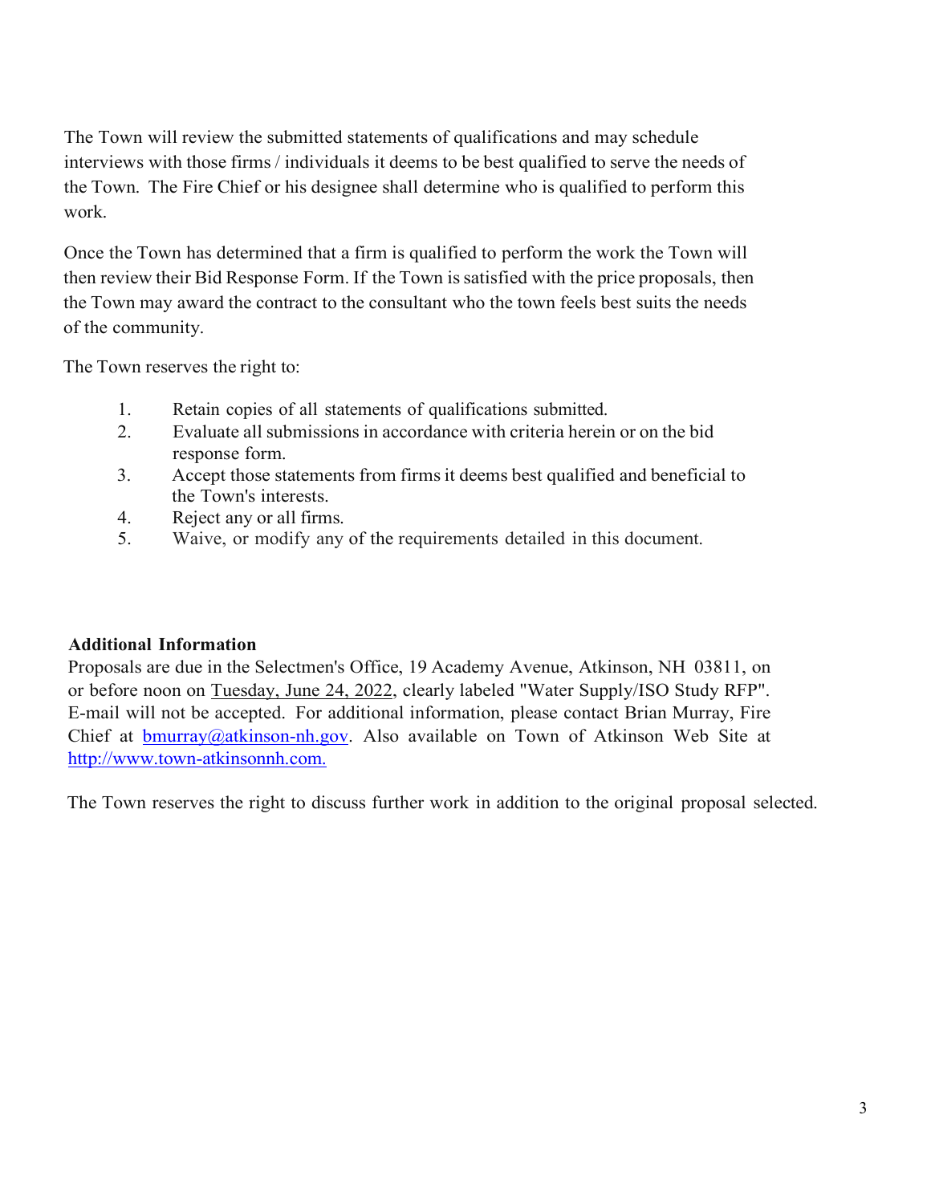The Town will review the submitted statements of qualifications and may schedule interviews with those firms / individuals it deems to be best qualified to serve the needs of the Town. The Fire Chief or his designee shall determine who is qualified to perform this work.

Once the Town has determined that a firm is qualified to perform the work the Town will then review their Bid Response Form. If the Town is satisfied with the price proposals, then the Town may award the contract to the consultant who the town feels best suits the needs of the community.

The Town reserves the right to:

1. Retain copies of all statements of qualifications submitted.
2. Evaluate all submissions in accordance with criteria herein or on the bid response form.
3. Accept those statements from firms it deems best qualified and beneficial to the Town's interests.
4. Reject any or all firms.
5. Waive, or modify any of the requirements detailed in this document.

**Additional Information**

Proposals are due in the Selectmen's Office, 19 Academy Avenue, Atkinson, NH 03811, on or before noon on Tuesday, June 24, 2022, clearly labeled "Water Supply/ISO Study RFP". E-mail will not be accepted. For additional information, please contact Brian Murray, Fire Chief at bmurray@atkinson-nh.gov. Also available on Town of Atkinson Web Site at http://www.town-atkinsonnh.com.

The Town reserves the right to discuss further work in addition to the original proposal selected.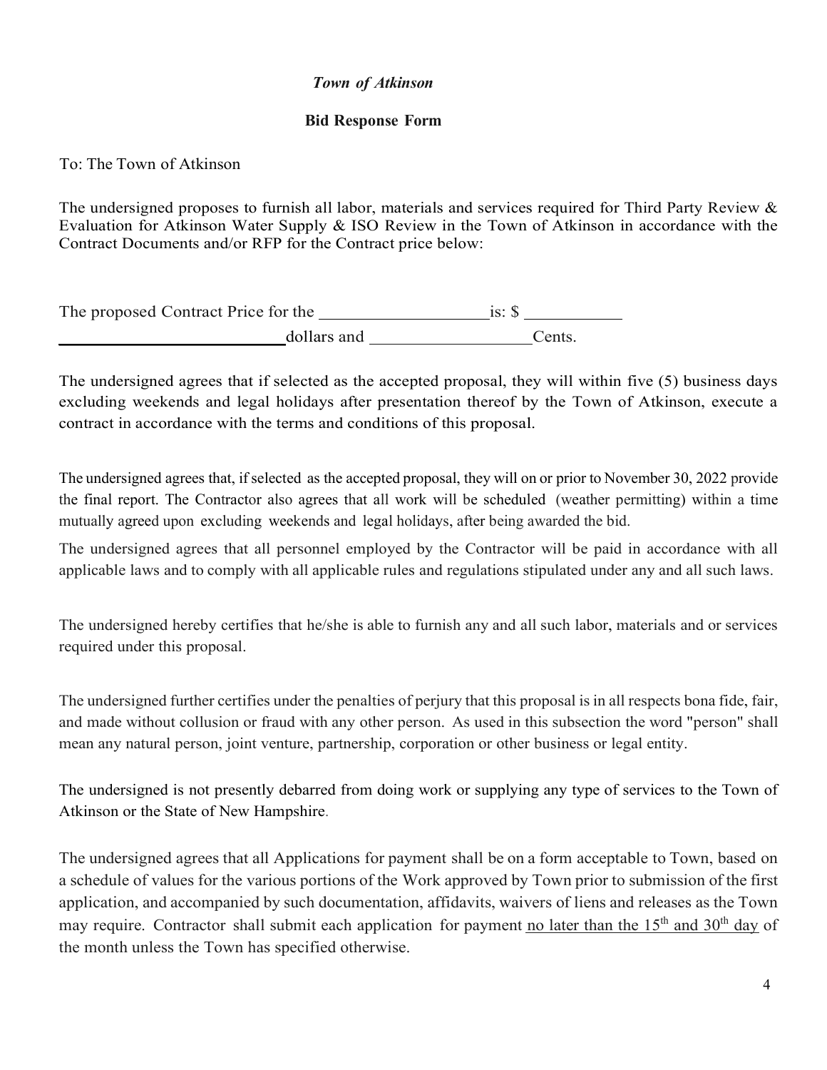*Town of Atkinson*

**Bid Response Form**

To: The Town of Atkinson

The undersigned proposes to furnish all labor, materials and services required for Third Party Review & Evaluation for Atkinson Water Supply & ISO Review in the Town of Atkinson in accordance with the Contract Documents and/or RFP for the Contract price below:

The proposed Contract Price for the ____________________is: $ ____________
____________________________dollars and ___________________Cents.

The undersigned agrees that if selected as the accepted proposal, they will within five (5) business days excluding weekends and legal holidays after presentation thereof by the Town of Atkinson, execute a contract in accordance with the terms and conditions of this proposal.

The undersigned agrees that, if selected as the accepted proposal, they will on or prior to November 30, 2022 provide the final report. The Contractor also agrees that all work will be scheduled (weather permitting) within a time mutually agreed upon excluding weekends and legal holidays, after being awarded the bid.

The undersigned agrees that all personnel employed by the Contractor will be paid in accordance with all applicable laws and to comply with all applicable rules and regulations stipulated under any and all such laws.

The undersigned hereby certifies that he/she is able to furnish any and all such labor, materials and or services required under this proposal.

The undersigned further certifies under the penalties of perjury that this proposal is in all respects bona fide, fair, and made without collusion or fraud with any other person. As used in this subsection the word "person" shall mean any natural person, joint venture, partnership, corporation or other business or legal entity.

The undersigned is not presently debarred from doing work or supplying any type of services to the Town of Atkinson or the State of New Hampshire.

The undersigned agrees that all Applications for payment shall be on a form acceptable to Town, based on a schedule of values for the various portions of the Work approved by Town prior to submission of the first application, and accompanied by such documentation, affidavits, waivers of liens and releases as the Town may require. Contractor shall submit each application for payment no later than the 15th and 30th day of the month unless the Town has specified otherwise.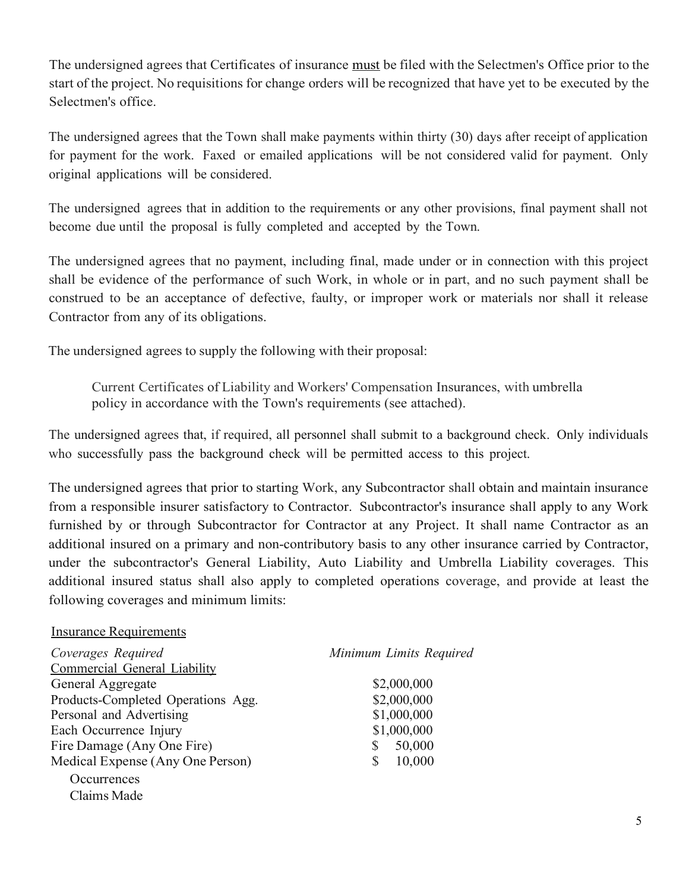The undersigned agrees that Certificates of insurance <u>must</u> be filed with the Selectmen's Office prior to the start of the project. No requisitions for change orders will be recognized that have yet to be executed by the Selectmen's office.

The undersigned agrees that the Town shall make payments within thirty (30) days after receipt of application for payment for the work. Faxed or emailed applications will be not considered valid for payment. Only original applications will be considered.

The undersigned agrees that in addition to the requirements or any other provisions, final payment shall not become due until the proposal is fully completed and accepted by the Town.

The undersigned agrees that no payment, including final, made under or in connection with this project shall be evidence of the performance of such Work, in whole or in part, and no such payment shall be construed to be an acceptance of defective, faulty, or improper work or materials nor shall it release Contractor from any of its obligations.

The undersigned agrees to supply the following with their proposal:

> Current Certificates of Liability and Workers' Compensation Insurances, with umbrella policy in accordance with the Town's requirements (see attached).

The undersigned agrees that, if required, all personnel shall submit to a background check. Only individuals who successfully pass the background check will be permitted access to this project.

The undersigned agrees that prior to starting Work, any Subcontractor shall obtain and maintain insurance from a responsible insurer satisfactory to Contractor. Subcontractor's insurance shall apply to any Work furnished by or through Subcontractor for Contractor at any Project. It shall name Contractor as an additional insured on a primary and non-contributory basis to any other insurance carried by Contractor, under the subcontractor's General Liability, Auto Liability and Umbrella Liability coverages. This additional insured status shall also apply to completed operations coverage, and provide at least the following coverages and minimum limits:

<u>Insurance Requirements</u>

| *Coverages Required* | *Minimum Limits Required* |
|---|---|
| <u>Commercial General Liability</u> | |
| General Aggregate | $2,000,000 |
| Products-Completed Operations Agg. | $2,000,000 |
| Personal and Advertising | $1,000,000 |
| Each Occurrence Injury | $1,000,000 |
| Fire Damage (Any One Fire) | $ 50,000 |
| Medical Expense (Any One Person) | $ 10,000 |
| Occurrences | |
| Claims Made | |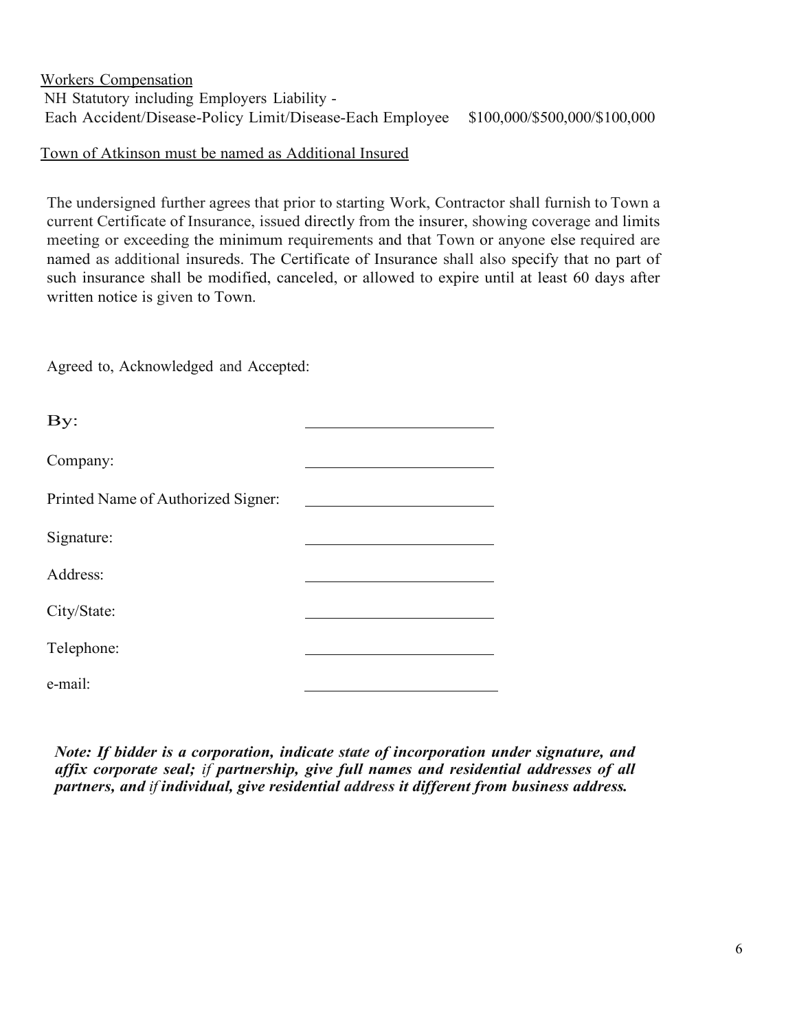Workers Compensation
NH Statutory including Employers Liability -
Each Accident/Disease-Policy Limit/Disease-Each Employee $100,000/$500,000/$100,000

Town of Atkinson must be named as Additional Insured

The undersigned further agrees that prior to starting Work, Contractor shall furnish to Town a current Certificate of Insurance, issued directly from the insurer, showing coverage and limits meeting or exceeding the minimum requirements and that Town or anyone else required are named as additional insureds. The Certificate of Insurance shall also specify that no part of such insurance shall be modified, canceled, or allowed to expire until at least 60 days after written notice is given to Town.

Agreed to, Acknowledged and Accepted:

By: \_\_\_\_\_\_\_\_\_\_\_\_\_\_\_\_\_\_\_\_\_\_\_\_

Company: \_\_\_\_\_\_\_\_\_\_\_\_\_\_\_\_\_\_\_\_\_\_\_\_

Printed Name of Authorized Signer: \_\_\_\_\_\_\_\_\_\_\_\_\_\_\_\_\_\_\_\_\_\_\_\_

Signature: \_\_\_\_\_\_\_\_\_\_\_\_\_\_\_\_\_\_\_\_\_\_\_\_

Address: \_\_\_\_\_\_\_\_\_\_\_\_\_\_\_\_\_\_\_\_\_\_\_\_

City/State: \_\_\_\_\_\_\_\_\_\_\_\_\_\_\_\_\_\_\_\_\_\_\_\_

Telephone: \_\_\_\_\_\_\_\_\_\_\_\_\_\_\_\_\_\_\_\_\_\_\_\_

e-mail: \_\_\_\_\_\_\_\_\_\_\_\_\_\_\_\_\_\_\_\_\_\_\_\_

***Note: If bidder is a corporation, indicate state of incorporation under signature, and affix corporate seal; if partnership, give full names and residential addresses of all partners, and if individual, give residential address it different from business address.***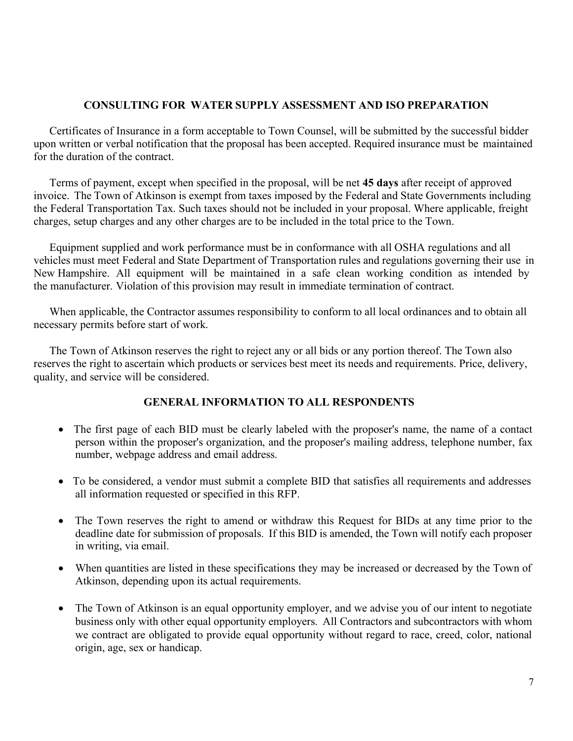## CONSULTING FOR WATER SUPPLY ASSESSMENT AND ISO PREPARATION

Certificates of Insurance in a form acceptable to Town Counsel, will be submitted by the successful bidder upon written or verbal notification that the proposal has been accepted. Required insurance must be maintained for the duration of the contract.

Terms of payment, except when specified in the proposal, will be net **45 days** after receipt of approved invoice. The Town of Atkinson is exempt from taxes imposed by the Federal and State Governments including the Federal Transportation Tax. Such taxes should not be included in your proposal. Where applicable, freight charges, setup charges and any other charges are to be included in the total price to the Town.

Equipment supplied and work performance must be in conformance with all OSHA regulations and all vehicles must meet Federal and State Department of Transportation rules and regulations governing their use in New Hampshire. All equipment will be maintained in a safe clean working condition as intended by the manufacturer. Violation of this provision may result in immediate termination of contract.

When applicable, the Contractor assumes responsibility to conform to all local ordinances and to obtain all necessary permits before start of work.

The Town of Atkinson reserves the right to reject any or all bids or any portion thereof. The Town also reserves the right to ascertain which products or services best meet its needs and requirements. Price, delivery, quality, and service will be considered.

## GENERAL INFORMATION TO ALL RESPONDENTS

- The first page of each BID must be clearly labeled with the proposer's name, the name of a contact person within the proposer's organization, and the proposer's mailing address, telephone number, fax number, webpage address and email address.
- To be considered, a vendor must submit a complete BID that satisfies all requirements and addresses all information requested or specified in this RFP.
- The Town reserves the right to amend or withdraw this Request for BIDs at any time prior to the deadline date for submission of proposals. If this BID is amended, the Town will notify each proposer in writing, via email.
- When quantities are listed in these specifications they may be increased or decreased by the Town of Atkinson, depending upon its actual requirements.
- The Town of Atkinson is an equal opportunity employer, and we advise you of our intent to negotiate business only with other equal opportunity employers. All Contractors and subcontractors with whom we contract are obligated to provide equal opportunity without regard to race, creed, color, national origin, age, sex or handicap.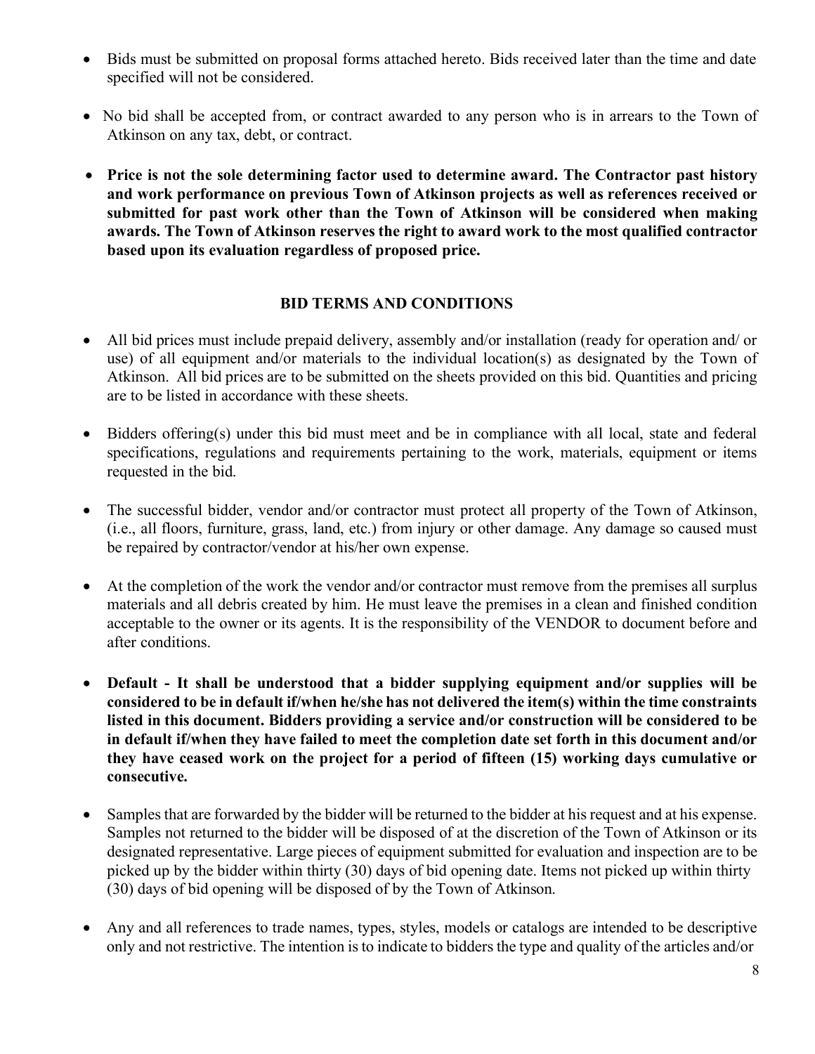- Bids must be submitted on proposal forms attached hereto. Bids received later than the time and date specified will not be considered.

- No bid shall be accepted from, or contract awarded to any person who is in arrears to the Town of Atkinson on any tax, debt, or contract.

- **Price is not the sole determining factor used to determine award. The Contractor past history and work performance on previous Town of Atkinson projects as well as references received or submitted for past work other than the Town of Atkinson will be considered when making awards. The Town of Atkinson reserves the right to award work to the most qualified contractor based upon its evaluation regardless of proposed price.**

## BID TERMS AND CONDITIONS

- All bid prices must include prepaid delivery, assembly and/or installation (ready for operation and/ or use) of all equipment and/or materials to the individual location(s) as designated by the Town of Atkinson. All bid prices are to be submitted on the sheets provided on this bid. Quantities and pricing are to be listed in accordance with these sheets.

- Bidders offering(s) under this bid must meet and be in compliance with all local, state and federal specifications, regulations and requirements pertaining to the work, materials, equipment or items requested in the bid.

- The successful bidder, vendor and/or contractor must protect all property of the Town of Atkinson, (i.e., all floors, furniture, grass, land, etc.) from injury or other damage. Any damage so caused must be repaired by contractor/vendor at his/her own expense.

- At the completion of the work the vendor and/or contractor must remove from the premises all surplus materials and all debris created by him. He must leave the premises in a clean and finished condition acceptable to the owner or its agents. It is the responsibility of the VENDOR to document before and after conditions.

- **Default - It shall be understood that a bidder supplying equipment and/or supplies will be considered to be in default if/when he/she has not delivered the item(s) within the time constraints listed in this document. Bidders providing a service and/or construction will be considered to be in default if/when they have failed to meet the completion date set forth in this document and/or they have ceased work on the project for a period of fifteen (15) working days cumulative or consecutive.**

- Samples that are forwarded by the bidder will be returned to the bidder at his request and at his expense. Samples not returned to the bidder will be disposed of at the discretion of the Town of Atkinson or its designated representative. Large pieces of equipment submitted for evaluation and inspection are to be picked up by the bidder within thirty (30) days of bid opening date. Items not picked up within thirty (30) days of bid opening will be disposed of by the Town of Atkinson.

- Any and all references to trade names, types, styles, models or catalogs are intended to be descriptive only and not restrictive. The intention is to indicate to bidders the type and quality of the articles and/or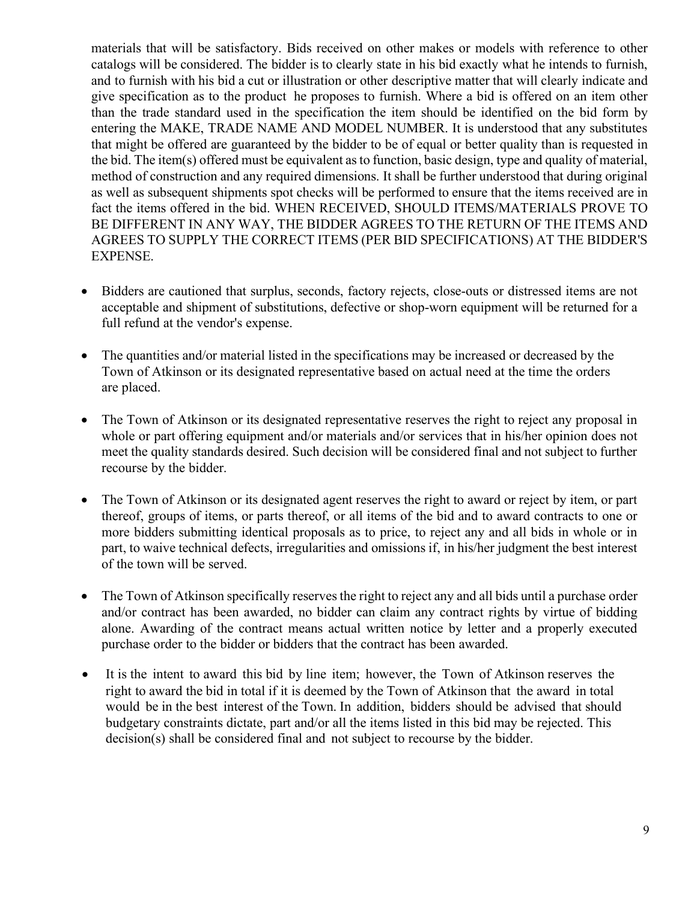materials that will be satisfactory. Bids received on other makes or models with reference to other catalogs will be considered. The bidder is to clearly state in his bid exactly what he intends to furnish, and to furnish with his bid a cut or illustration or other descriptive matter that will clearly indicate and give specification as to the product he proposes to furnish. Where a bid is offered on an item other than the trade standard used in the specification the item should be identified on the bid form by entering the MAKE, TRADE NAME AND MODEL NUMBER. It is understood that any substitutes that might be offered are guaranteed by the bidder to be of equal or better quality than is requested in the bid. The item(s) offered must be equivalent as to function, basic design, type and quality of material, method of construction and any required dimensions. It shall be further understood that during original as well as subsequent shipments spot checks will be performed to ensure that the items received are in fact the items offered in the bid. WHEN RECEIVED, SHOULD ITEMS/MATERIALS PROVE TO BE DIFFERENT IN ANY WAY, THE BIDDER AGREES TO THE RETURN OF THE ITEMS AND AGREES TO SUPPLY THE CORRECT ITEMS (PER BID SPECIFICATIONS) AT THE BIDDER'S EXPENSE.

- Bidders are cautioned that surplus, seconds, factory rejects, close-outs or distressed items are not acceptable and shipment of substitutions, defective or shop-worn equipment will be returned for a full refund at the vendor's expense.

- The quantities and/or material listed in the specifications may be increased or decreased by the Town of Atkinson or its designated representative based on actual need at the time the orders are placed.

- The Town of Atkinson or its designated representative reserves the right to reject any proposal in whole or part offering equipment and/or materials and/or services that in his/her opinion does not meet the quality standards desired. Such decision will be considered final and not subject to further recourse by the bidder.

- The Town of Atkinson or its designated agent reserves the right to award or reject by item, or part thereof, groups of items, or parts thereof, or all items of the bid and to award contracts to one or more bidders submitting identical proposals as to price, to reject any and all bids in whole or in part, to waive technical defects, irregularities and omissions if, in his/her judgment the best interest of the town will be served.

- The Town of Atkinson specifically reserves the right to reject any and all bids until a purchase order and/or contract has been awarded, no bidder can claim any contract rights by virtue of bidding alone. Awarding of the contract means actual written notice by letter and a properly executed purchase order to the bidder or bidders that the contract has been awarded.

- It is the intent to award this bid by line item; however, the Town of Atkinson reserves the right to award the bid in total if it is deemed by the Town of Atkinson that the award in total would be in the best interest of the Town. In addition, bidders should be advised that should budgetary constraints dictate, part and/or all the items listed in this bid may be rejected. This decision(s) shall be considered final and not subject to recourse by the bidder.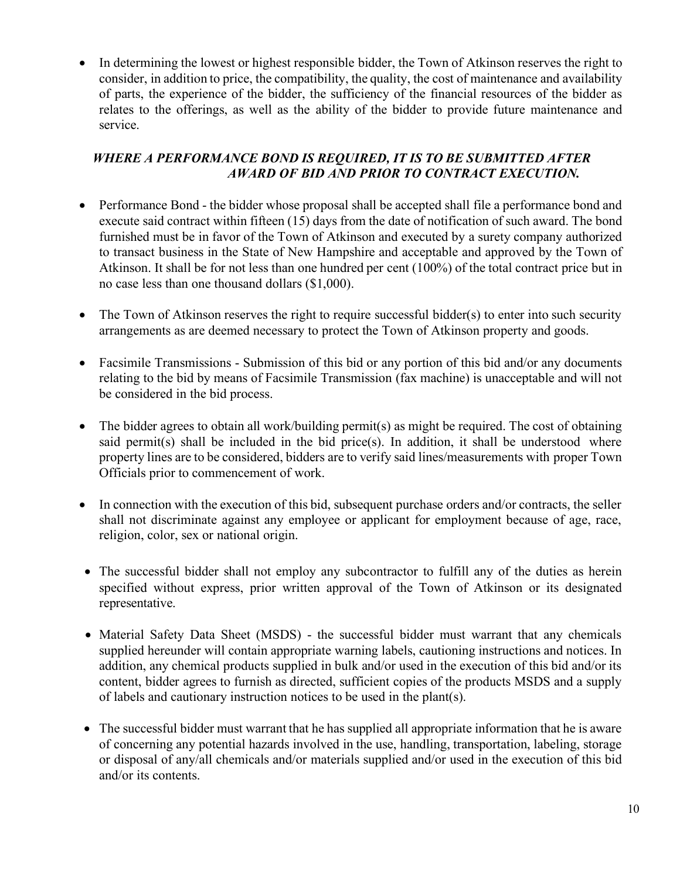- In determining the lowest or highest responsible bidder, the Town of Atkinson reserves the right to consider, in addition to price, the compatibility, the quality, the cost of maintenance and availability of parts, the experience of the bidder, the sufficiency of the financial resources of the bidder as relates to the offerings, as well as the ability of the bidder to provide future maintenance and service.

***WHERE A PERFORMANCE BOND IS REQUIRED, IT IS TO BE SUBMITTED AFTER AWARD OF BID AND PRIOR TO CONTRACT EXECUTION.***

- Performance Bond - the bidder whose proposal shall be accepted shall file a performance bond and execute said contract within fifteen (15) days from the date of notification of such award. The bond furnished must be in favor of the Town of Atkinson and executed by a surety company authorized to transact business in the State of New Hampshire and acceptable and approved by the Town of Atkinson. It shall be for not less than one hundred per cent (100%) of the total contract price but in no case less than one thousand dollars ($1,000).

- The Town of Atkinson reserves the right to require successful bidder(s) to enter into such security arrangements as are deemed necessary to protect the Town of Atkinson property and goods.

- Facsimile Transmissions - Submission of this bid or any portion of this bid and/or any documents relating to the bid by means of Facsimile Transmission (fax machine) is unacceptable and will not be considered in the bid process.

- The bidder agrees to obtain all work/building permit(s) as might be required. The cost of obtaining said permit(s) shall be included in the bid price(s). In addition, it shall be understood where property lines are to be considered, bidders are to verify said lines/measurements with proper Town Officials prior to commencement of work.

- In connection with the execution of this bid, subsequent purchase orders and/or contracts, the seller shall not discriminate against any employee or applicant for employment because of age, race, religion, color, sex or national origin.

- The successful bidder shall not employ any subcontractor to fulfill any of the duties as herein specified without express, prior written approval of the Town of Atkinson or its designated representative.

- Material Safety Data Sheet (MSDS) - the successful bidder must warrant that any chemicals supplied hereunder will contain appropriate warning labels, cautioning instructions and notices. In addition, any chemical products supplied in bulk and/or used in the execution of this bid and/or its content, bidder agrees to furnish as directed, sufficient copies of the products MSDS and a supply of labels and cautionary instruction notices to be used in the plant(s).

- The successful bidder must warrant that he has supplied all appropriate information that he is aware of concerning any potential hazards involved in the use, handling, transportation, labeling, storage or disposal of any/all chemicals and/or materials supplied and/or used in the execution of this bid and/or its contents.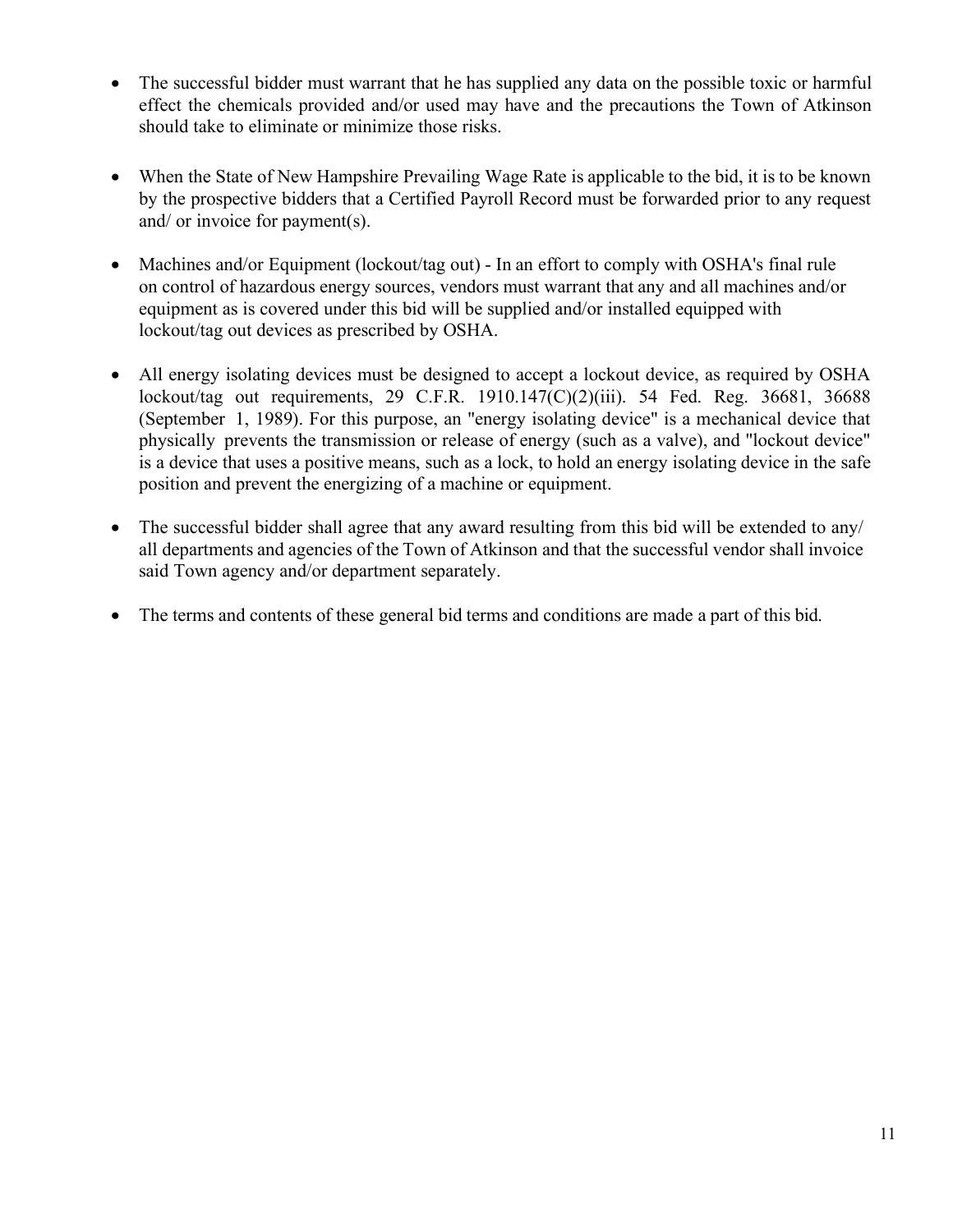- The successful bidder must warrant that he has supplied any data on the possible toxic or harmful effect the chemicals provided and/or used may have and the precautions the Town of Atkinson should take to eliminate or minimize those risks.

- When the State of New Hampshire Prevailing Wage Rate is applicable to the bid, it is to be known by the prospective bidders that a Certified Payroll Record must be forwarded prior to any request and/ or invoice for payment(s).

- Machines and/or Equipment (lockout/tag out) - In an effort to comply with OSHA's final rule on control of hazardous energy sources, vendors must warrant that any and all machines and/or equipment as is covered under this bid will be supplied and/or installed equipped with lockout/tag out devices as prescribed by OSHA.

- All energy isolating devices must be designed to accept a lockout device, as required by OSHA lockout/tag out requirements, 29 C.F.R. 1910.147(C)(2)(iii). 54 Fed. Reg. 36681, 36688 (September 1, 1989). For this purpose, an "energy isolating device" is a mechanical device that physically prevents the transmission or release of energy (such as a valve), and "lockout device" is a device that uses a positive means, such as a lock, to hold an energy isolating device in the safe position and prevent the energizing of a machine or equipment.

- The successful bidder shall agree that any award resulting from this bid will be extended to any/ all departments and agencies of the Town of Atkinson and that the successful vendor shall invoice said Town agency and/or department separately.

- The terms and contents of these general bid terms and conditions are made a part of this bid.